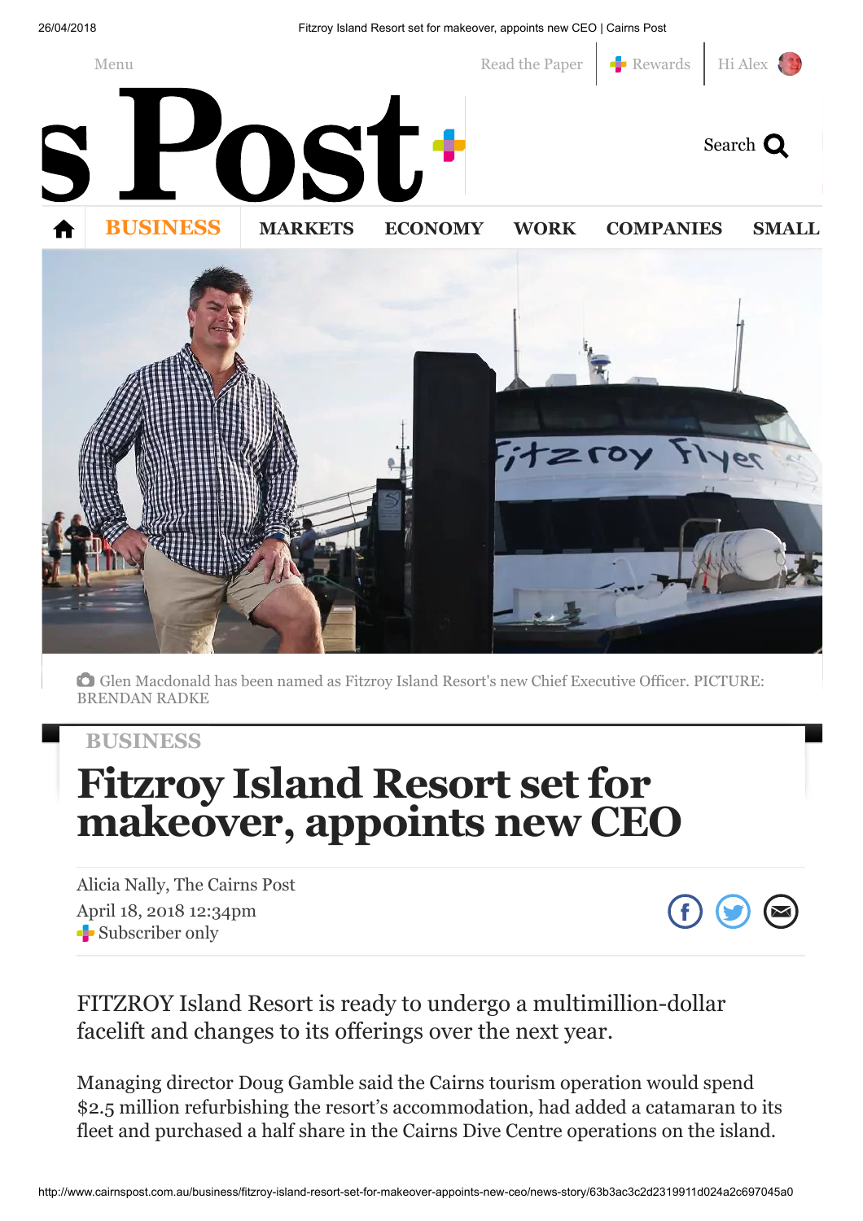BUSINESS

Glen Macdonald has been named as Fitzroy Island Resort's new Chief Executive Officer. PICTURE: BRENDAN RADKE

BUSINESS

# Fitzroy Island Resort set for makeover, appoints new CEO

Alicia Nally, The Cairns Post
April 18, 2018 12:34pm
Subscriber only

FITZROY Island Resort is ready to undergo a multimillion-dollar facelift and changes to its offerings over the next year.

Managing director Doug Gamble said the Cairns tourism operation would spend $2.5 million refurbishing the resort's accommodation, had added a catamaran to its fleet and purchased a half share in the Cairns Dive Centre operations on the island.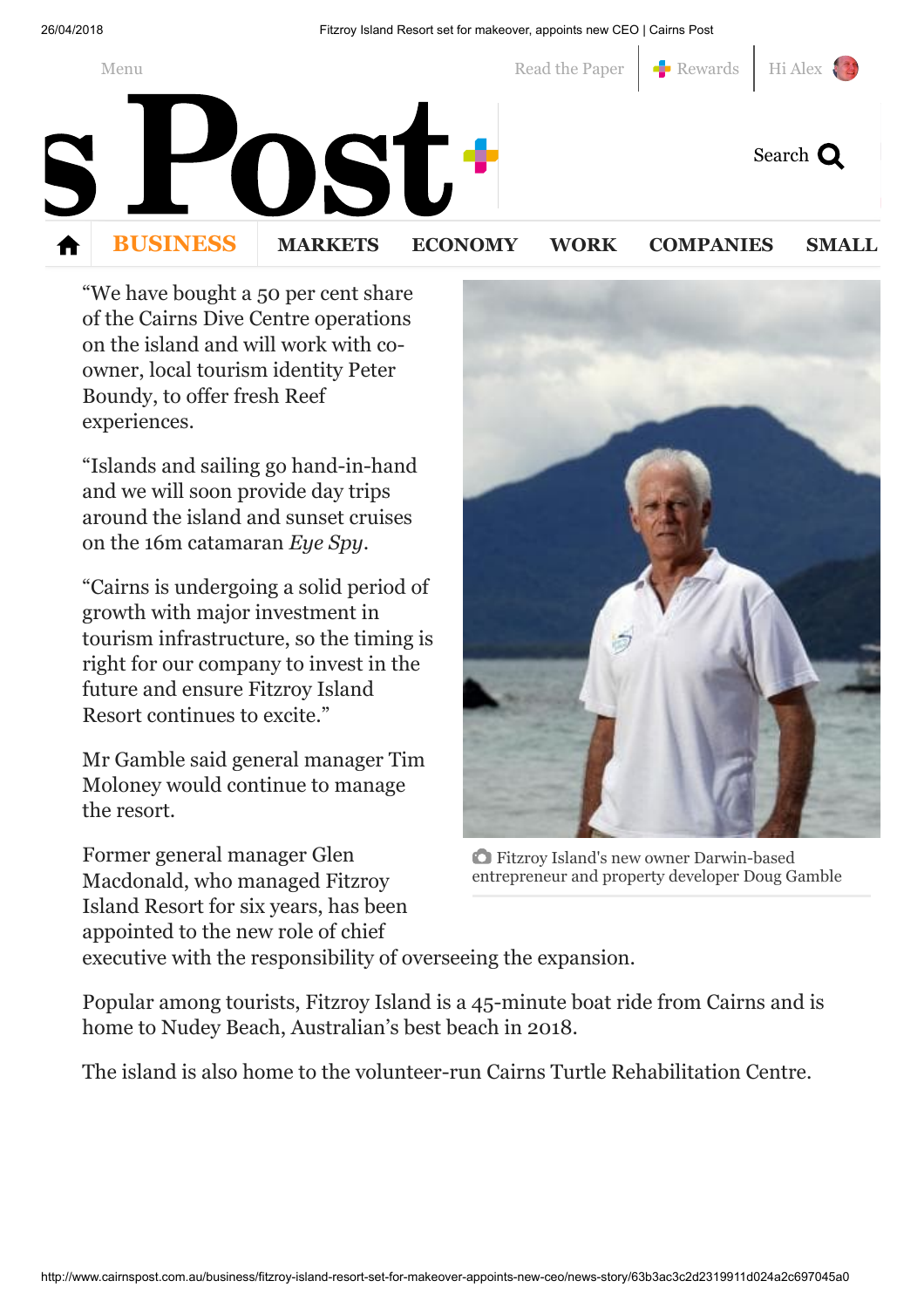“We have bought a 50 per cent share of the Cairns Dive Centre operations on the island and will work with co-owner, local tourism identity Peter Boundy, to offer fresh Reef experiences.

“Islands and sailing go hand-in-hand and we will soon provide day trips around the island and sunset cruises on the 16m catamaran *Eye Spy*.

“Cairns is undergoing a solid period of growth with major investment in tourism infrastructure, so the timing is right for our company to invest in the future and ensure Fitzroy Island Resort continues to excite.”

Mr Gamble said general manager Tim Moloney would continue to manage the resort.

Former general manager Glen Macdonald, who managed Fitzroy Island Resort for six years, has been appointed to the new role of chief executive with the responsibility of overseeing the expansion.

Fitzroy Island's new owner Darwin-based entrepreneur and property developer Doug Gamble

Popular among tourists, Fitzroy Island is a 45-minute boat ride from Cairns and is home to Nudey Beach, Australian's best beach in 2018.

The island is also home to the volunteer-run Cairns Turtle Rehabilitation Centre.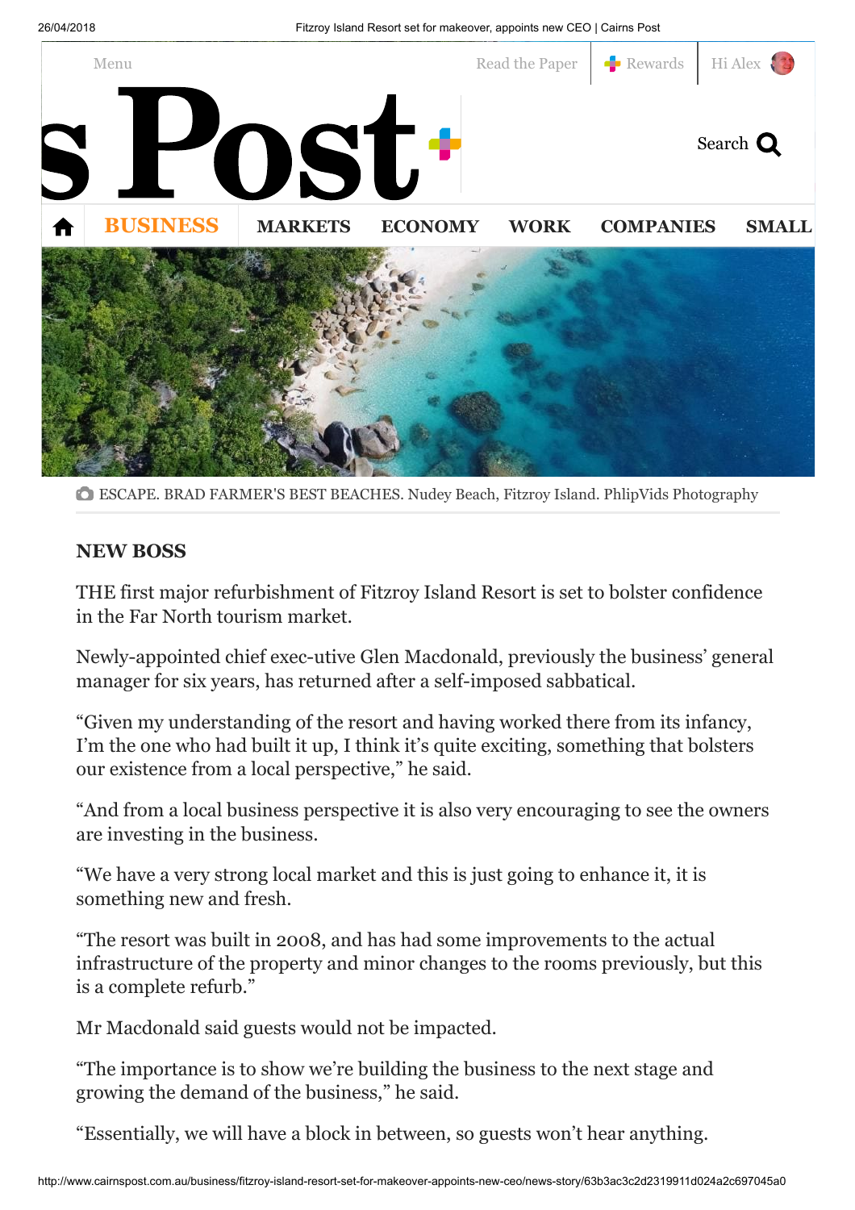ESCAPE. BRAD FARMER'S BEST BEACHES. Nudey Beach, Fitzroy Island. PhlipVids Photography

**NEW BOSS**

THE first major refurbishment of Fitzroy Island Resort is set to bolster confidence in the Far North tourism market.

Newly-appointed chief exec-utive Glen Macdonald, previously the business' general manager for six years, has returned after a self-imposed sabbatical.

"Given my understanding of the resort and having worked there from its infancy, I'm the one who had built it up, I think it's quite exciting, something that bolsters our existence from a local perspective," he said.

"And from a local business perspective it is also very encouraging to see the owners are investing in the business.

"We have a very strong local market and this is just going to enhance it, it is something new and fresh.

"The resort was built in 2008, and has had some improvements to the actual infrastructure of the property and minor changes to the rooms previously, but this is a complete refurb."

Mr Macdonald said guests would not be impacted.

"The importance is to show we're building the business to the next stage and growing the demand of the business," he said.

"Essentially, we will have a block in between, so guests won't hear anything.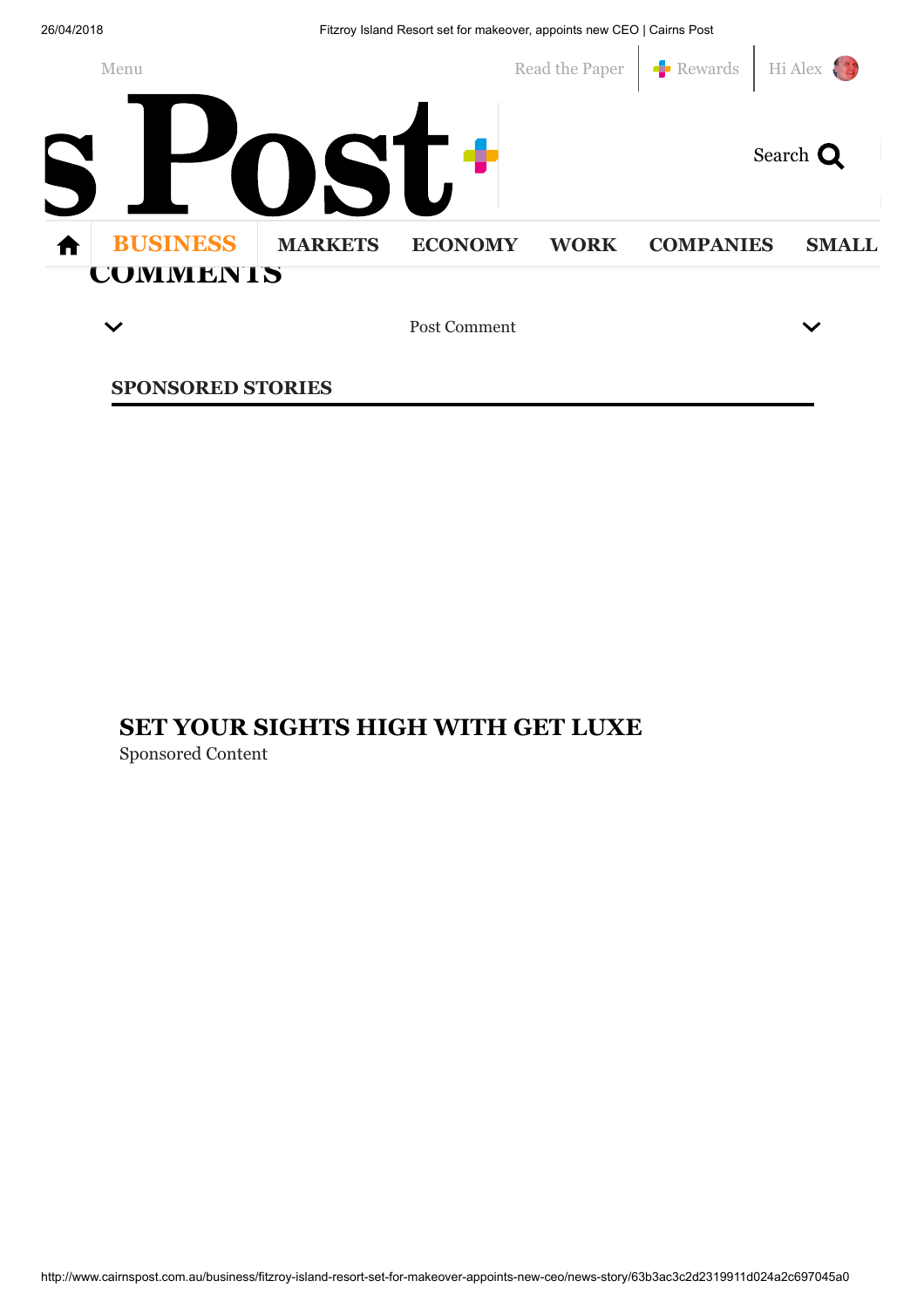## COMMENTS

Post Comment

### SPONSORED STORIES

### SET YOUR SIGHTS HIGH WITH GET LUXE

Sponsored Content